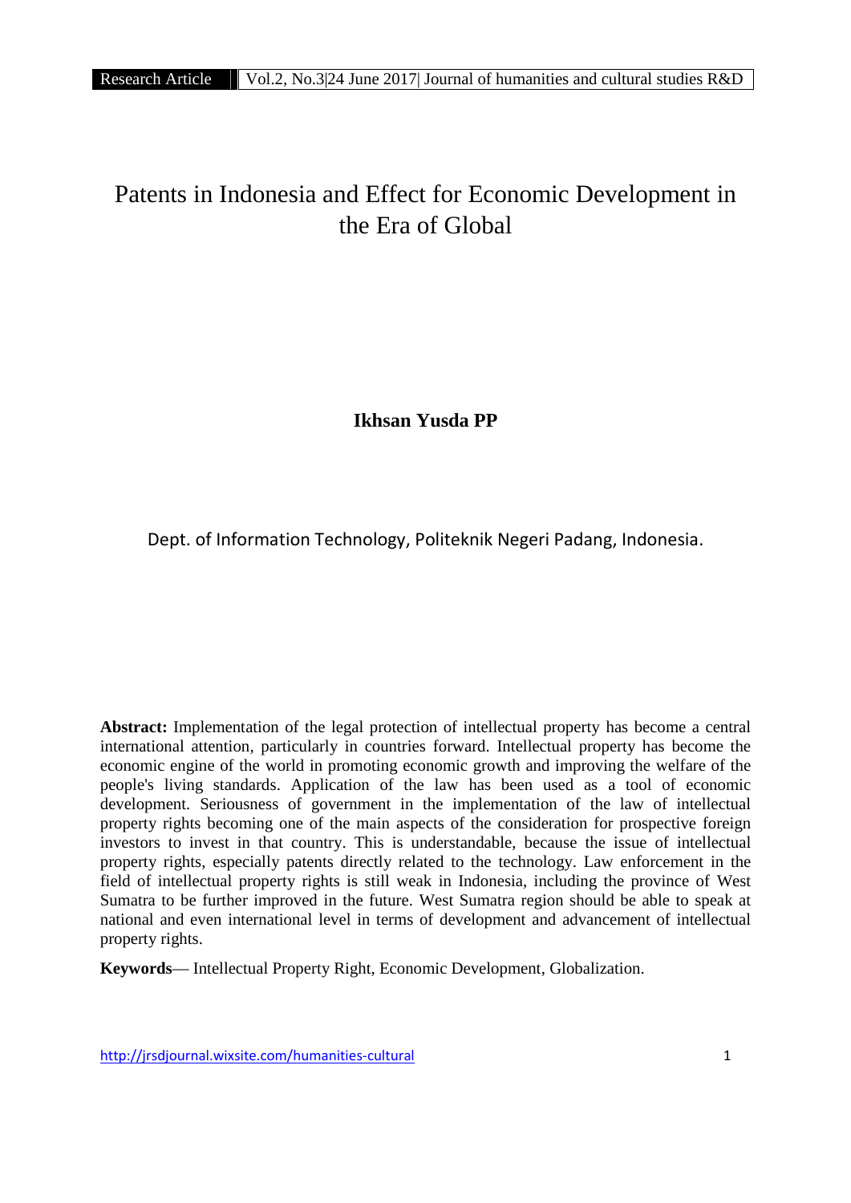# Patents in Indonesia and Effect for Economic Development in the Era of Global

**Ikhsan Yusda PP**

Dept. of Information Technology, Politeknik Negeri Padang, Indonesia.

**Abstract:** Implementation of the legal protection of intellectual property has become a central international attention, particularly in countries forward. Intellectual property has become the economic engine of the world in promoting economic growth and improving the welfare of the people's living standards. Application of the law has been used as a tool of economic development. Seriousness of government in the implementation of the law of intellectual property rights becoming one of the main aspects of the consideration for prospective foreign investors to invest in that country. This is understandable, because the issue of intellectual property rights, especially patents directly related to the technology. Law enforcement in the field of intellectual property rights is still weak in Indonesia, including the province of West Sumatra to be further improved in the future. West Sumatra region should be able to speak at national and even international level in terms of development and advancement of intellectual property rights.

**Keywords**— Intellectual Property Right, Economic Development, Globalization.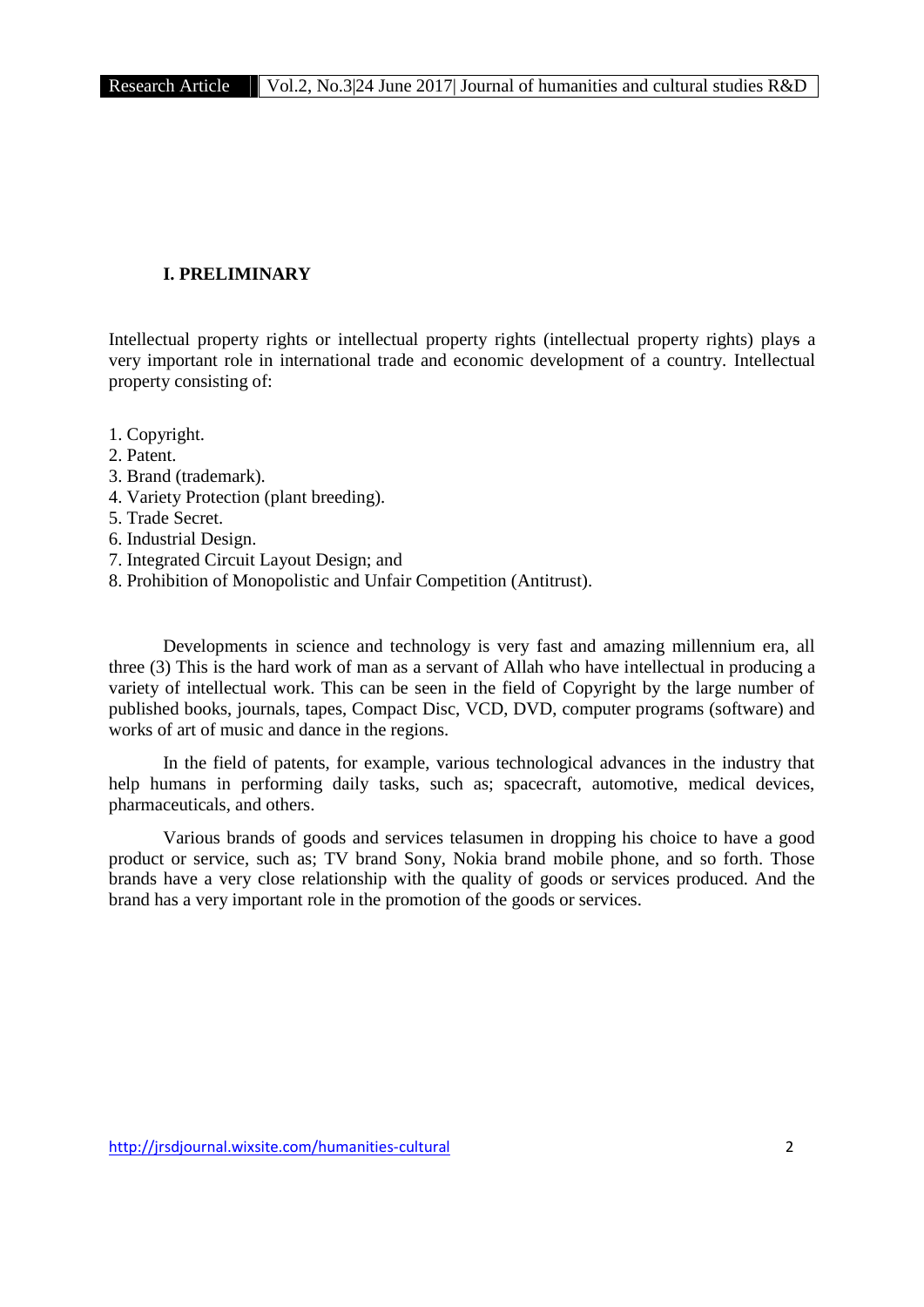## I. PRELIMINARY

Intellectual property rights or intellectual property rights (intellectual property rights) plays a very important role in international trade and economic development of a country. Intellectual property consisting of:

1. Copyright.
2. Patent.
3. Brand (trademark).
4. Variety Protection (plant breeding).
5. Trade Secret.
6. Industrial Design.
7. Integrated Circuit Layout Design; and
8. Prohibition of Monopolistic and Unfair Competition (Antitrust).

Developments in science and technology is very fast and amazing millennium era, all three (3) This is the hard work of man as a servant of Allah who have intellectual in producing a variety of intellectual work. This can be seen in the field of Copyright by the large number of published books, journals, tapes, Compact Disc, VCD, DVD, computer programs (software) and works of art of music and dance in the regions.

In the field of patents, for example, various technological advances in the industry that help humans in performing daily tasks, such as; spacecraft, automotive, medical devices, pharmaceuticals, and others.

Various brands of goods and services telasumen in dropping his choice to have a good product or service, such as; TV brand Sony, Nokia brand mobile phone, and so forth. Those brands have a very close relationship with the quality of goods or services produced. And the brand has a very important role in the promotion of the goods or services.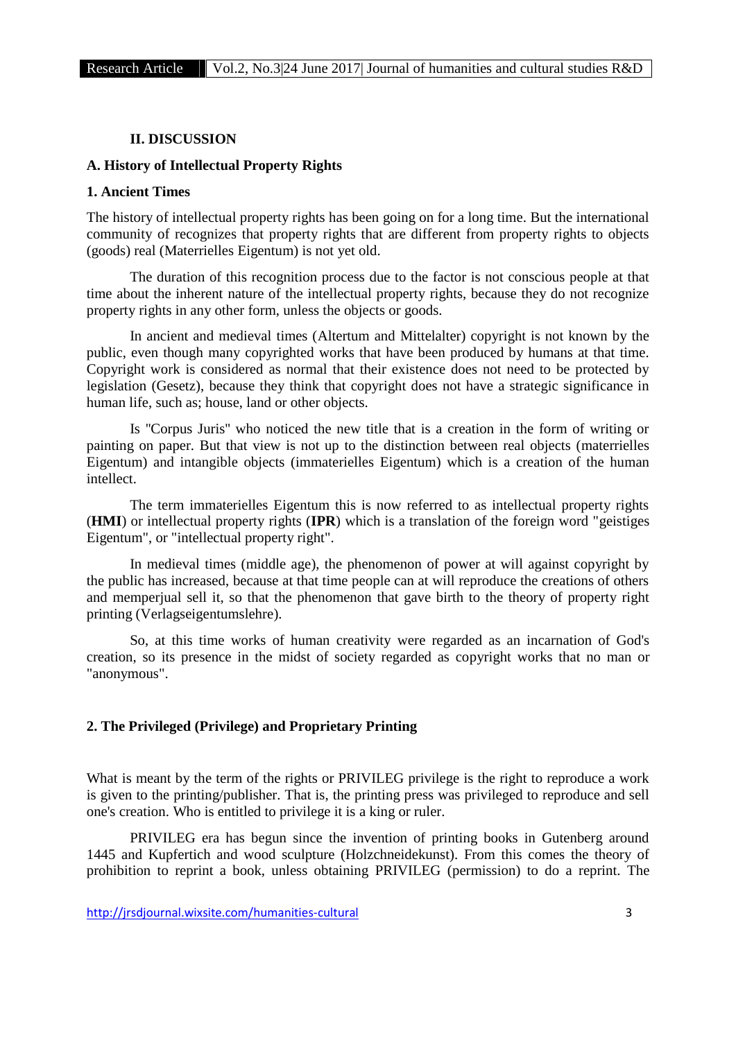## II. DISCUSSION

### A. History of Intellectual Property Rights

#### 1. Ancient Times

The history of intellectual property rights has been going on for a long time. But the international community of recognizes that property rights that are different from property rights to objects (goods) real (Materrielles Eigentum) is not yet old.

The duration of this recognition process due to the factor is not conscious people at that time about the inherent nature of the intellectual property rights, because they do not recognize property rights in any other form, unless the objects or goods.

In ancient and medieval times (Altertum and Mittelalter) copyright is not known by the public, even though many copyrighted works that have been produced by humans at that time. Copyright work is considered as normal that their existence does not need to be protected by legislation (Gesetz), because they think that copyright does not have a strategic significance in human life, such as; house, land or other objects.

Is "Corpus Juris" who noticed the new title that is a creation in the form of writing or painting on paper. But that view is not up to the distinction between real objects (materrielles Eigentum) and intangible objects (immaterielles Eigentum) which is a creation of the human intellect.

The term immaterielles Eigentum this is now referred to as intellectual property rights (**HMI**) or intellectual property rights (**IPR**) which is a translation of the foreign word "geistiges Eigentum", or "intellectual property right".

In medieval times (middle age), the phenomenon of power at will against copyright by the public has increased, because at that time people can at will reproduce the creations of others and memperjual sell it, so that the phenomenon that gave birth to the theory of property right printing (Verlagseigentumslehre).

So, at this time works of human creativity were regarded as an incarnation of God's creation, so its presence in the midst of society regarded as copyright works that no man or "anonymous".

#### 2. The Privileged (Privilege) and Proprietary Printing

What is meant by the term of the rights or PRIVILEG privilege is the right to reproduce a work is given to the printing/publisher. That is, the printing press was privileged to reproduce and sell one's creation. Who is entitled to privilege it is a king or ruler.

PRIVILEG era has begun since the invention of printing books in Gutenberg around 1445 and Kupfertich and wood sculpture (Holzchneidekunst). From this comes the theory of prohibition to reprint a book, unless obtaining PRIVILEG (permission) to do a reprint. The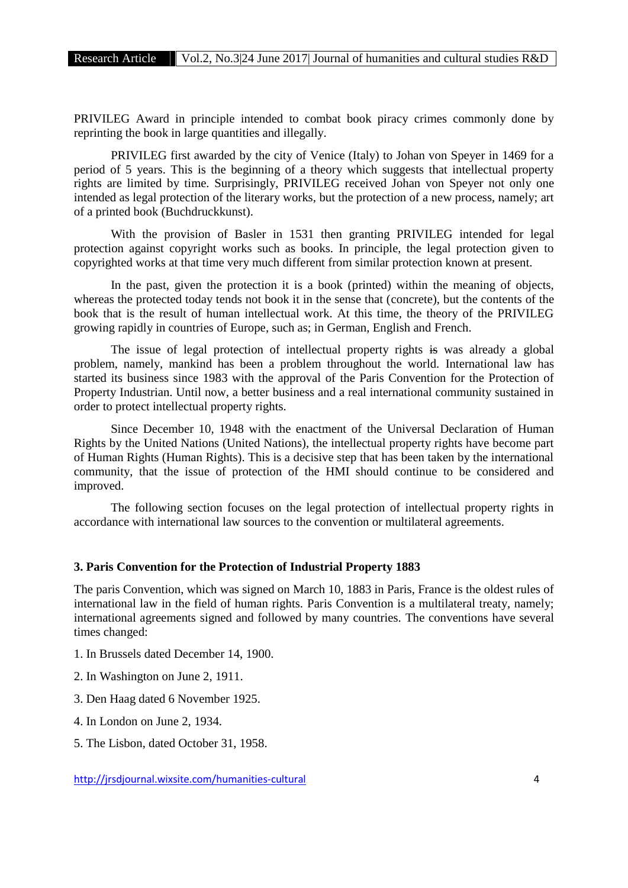PRIVILEG Award in principle intended to combat book piracy crimes commonly done by reprinting the book in large quantities and illegally.

PRIVILEG first awarded by the city of Venice (Italy) to Johan von Speyer in 1469 for a period of 5 years. This is the beginning of a theory which suggests that intellectual property rights are limited by time. Surprisingly, PRIVILEG received Johan von Speyer not only one intended as legal protection of the literary works, but the protection of a new process, namely; art of a printed book (Buchdruckkunst).

With the provision of Basler in 1531 then granting PRIVILEG intended for legal protection against copyright works such as books. In principle, the legal protection given to copyrighted works at that time very much different from similar protection known at present.

In the past, given the protection it is a book (printed) within the meaning of objects, whereas the protected today tends not book it in the sense that (concrete), but the contents of the book that is the result of human intellectual work. At this time, the theory of the PRIVILEG growing rapidly in countries of Europe, such as; in German, English and French.

The issue of legal protection of intellectual property rights ~~is~~ was already a global problem, namely, mankind has been a problem throughout the world. International law has started its business since 1983 with the approval of the Paris Convention for the Protection of Property Industrian. Until now, a better business and a real international community sustained in order to protect intellectual property rights.

Since December 10, 1948 with the enactment of the Universal Declaration of Human Rights by the United Nations (United Nations), the intellectual property rights have become part of Human Rights (Human Rights). This is a decisive step that has been taken by the international community, that the issue of protection of the HMI should continue to be considered and improved.

The following section focuses on the legal protection of intellectual property rights in accordance with international law sources to the convention or multilateral agreements.

### 3. Paris Convention for the Protection of Industrial Property 1883

The paris Convention, which was signed on March 10, 1883 in Paris, France is the oldest rules of international law in the field of human rights. Paris Convention is a multilateral treaty, namely; international agreements signed and followed by many countries. The conventions have several times changed:

1. In Brussels dated December 14, 1900.
2. In Washington on June 2, 1911.
3. Den Haag dated 6 November 1925.
4. In London on June 2, 1934.
5. The Lisbon, dated October 31, 1958.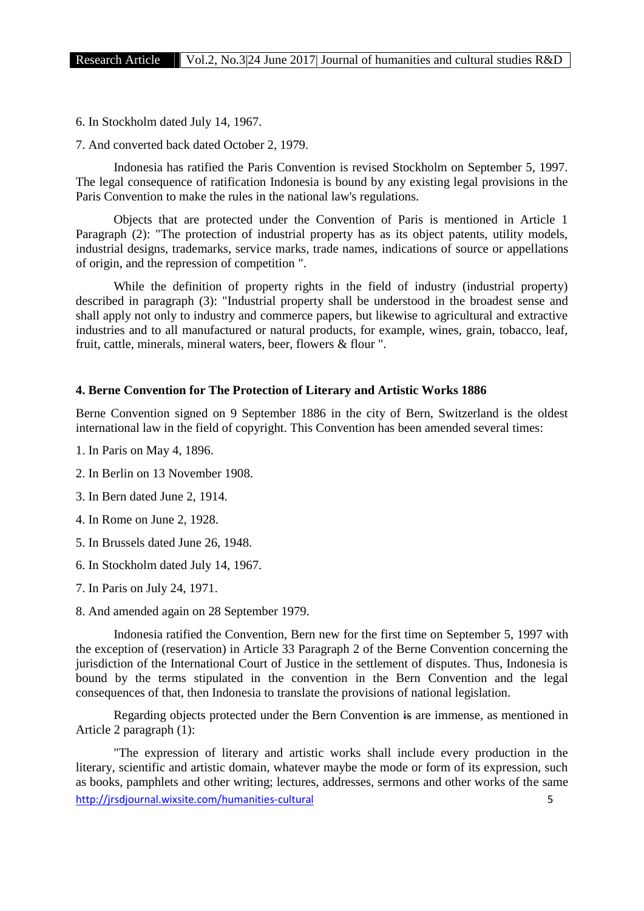6. In Stockholm dated July 14, 1967.

7. And converted back dated October 2, 1979.

Indonesia has ratified the Paris Convention is revised Stockholm on September 5, 1997. The legal consequence of ratification Indonesia is bound by any existing legal provisions in the Paris Convention to make the rules in the national law's regulations.

Objects that are protected under the Convention of Paris is mentioned in Article 1 Paragraph (2): "The protection of industrial property has as its object patents, utility models, industrial designs, trademarks, service marks, trade names, indications of source or appellations of origin, and the repression of competition ".

While the definition of property rights in the field of industry (industrial property) described in paragraph (3): "Industrial property shall be understood in the broadest sense and shall apply not only to industry and commerce papers, but likewise to agricultural and extractive industries and to all manufactured or natural products, for example, wines, grain, tobacco, leaf, fruit, cattle, minerals, mineral waters, beer, flowers & flour ".

### 4. Berne Convention for The Protection of Literary and Artistic Works 1886

Berne Convention signed on 9 September 1886 in the city of Bern, Switzerland is the oldest international law in the field of copyright. This Convention has been amended several times:

1. In Paris on May 4, 1896.
2. In Berlin on 13 November 1908.
3. In Bern dated June 2, 1914.
4. In Rome on June 2, 1928.
5. In Brussels dated June 26, 1948.
6. In Stockholm dated July 14, 1967.
7. In Paris on July 24, 1971.
8. And amended again on 28 September 1979.

Indonesia ratified the Convention, Bern new for the first time on September 5, 1997 with the exception of (reservation) in Article 33 Paragraph 2 of the Berne Convention concerning the jurisdiction of the International Court of Justice in the settlement of disputes. Thus, Indonesia is bound by the terms stipulated in the convention in the Bern Convention and the legal consequences of that, then Indonesia to translate the provisions of national legislation.

Regarding objects protected under the Bern Convention ~~is~~ are immense, as mentioned in Article 2 paragraph (1):

"The expression of literary and artistic works shall include every production in the literary, scientific and artistic domain, whatever maybe the mode or form of its expression, such as books, pamphlets and other writing; lectures, addresses, sermons and other works of the same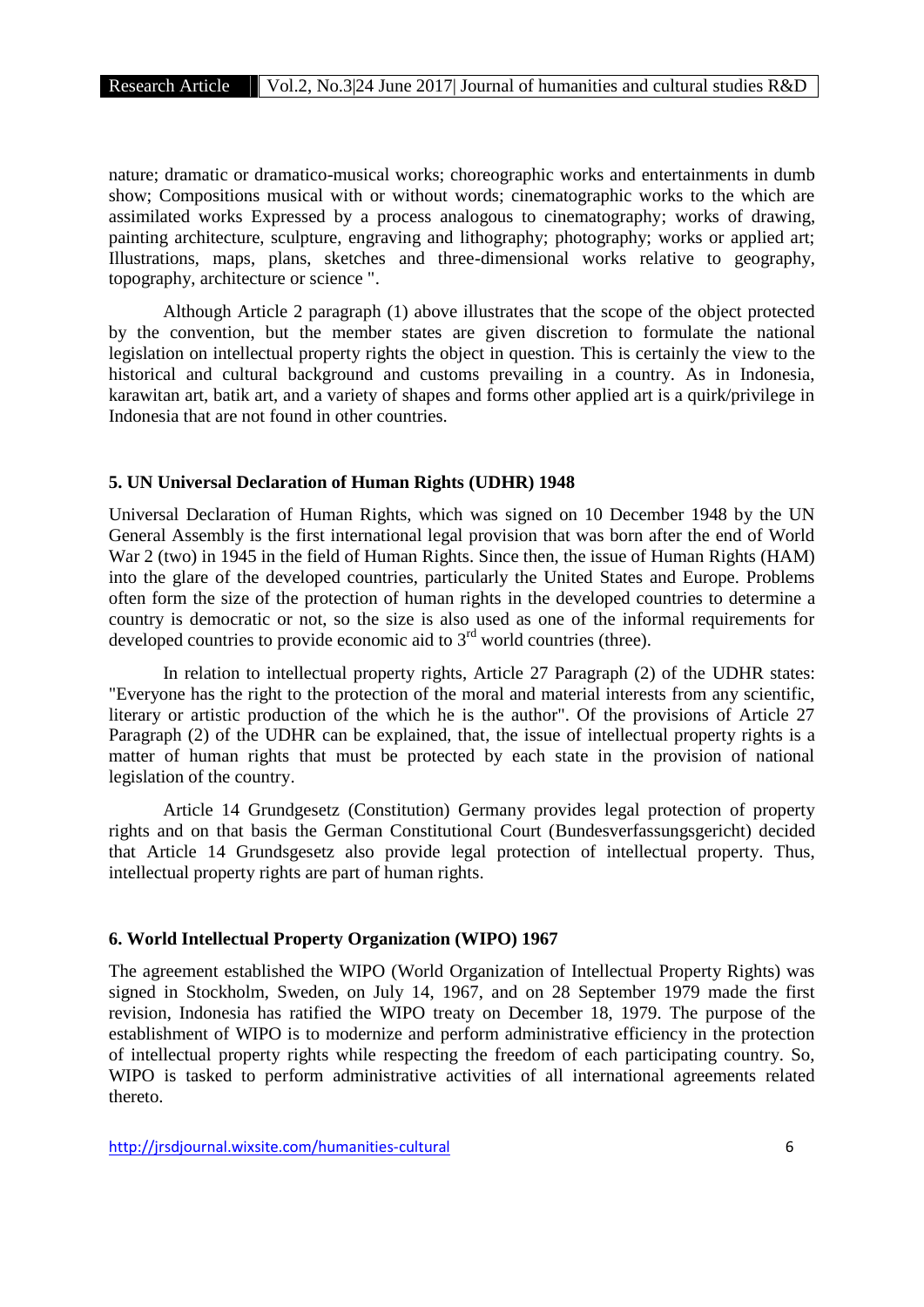nature; dramatic or dramatico-musical works; choreographic works and entertainments in dumb show; Compositions musical with or without words; cinematographic works to the which are assimilated works Expressed by a process analogous to cinematography; works of drawing, painting architecture, sculpture, engraving and lithography; photography; works or applied art; Illustrations, maps, plans, sketches and three-dimensional works relative to geography, topography, architecture or science ".

Although Article 2 paragraph (1) above illustrates that the scope of the object protected by the convention, but the member states are given discretion to formulate the national legislation on intellectual property rights the object in question. This is certainly the view to the historical and cultural background and customs prevailing in a country. As in Indonesia, karawitan art, batik art, and a variety of shapes and forms other applied art is a quirk/privilege in Indonesia that are not found in other countries.

### 5. UN Universal Declaration of Human Rights (UDHR) 1948

Universal Declaration of Human Rights, which was signed on 10 December 1948 by the UN General Assembly is the first international legal provision that was born after the end of World War 2 (two) in 1945 in the field of Human Rights. Since then, the issue of Human Rights (HAM) into the glare of the developed countries, particularly the United States and Europe. Problems often form the size of the protection of human rights in the developed countries to determine a country is democratic or not, so the size is also used as one of the informal requirements for developed countries to provide economic aid to 3rd world countries (three).

In relation to intellectual property rights, Article 27 Paragraph (2) of the UDHR states: "Everyone has the right to the protection of the moral and material interests from any scientific, literary or artistic production of the which he is the author". Of the provisions of Article 27 Paragraph (2) of the UDHR can be explained, that, the issue of intellectual property rights is a matter of human rights that must be protected by each state in the provision of national legislation of the country.

Article 14 Grundgesetz (Constitution) Germany provides legal protection of property rights and on that basis the German Constitutional Court (Bundesverfassungsgericht) decided that Article 14 Grundsgesetz also provide legal protection of intellectual property. Thus, intellectual property rights are part of human rights.

### 6. World Intellectual Property Organization (WIPO) 1967

The agreement established the WIPO (World Organization of Intellectual Property Rights) was signed in Stockholm, Sweden, on July 14, 1967, and on 28 September 1979 made the first revision, Indonesia has ratified the WIPO treaty on December 18, 1979. The purpose of the establishment of WIPO is to modernize and perform administrative efficiency in the protection of intellectual property rights while respecting the freedom of each participating country. So, WIPO is tasked to perform administrative activities of all international agreements related thereto.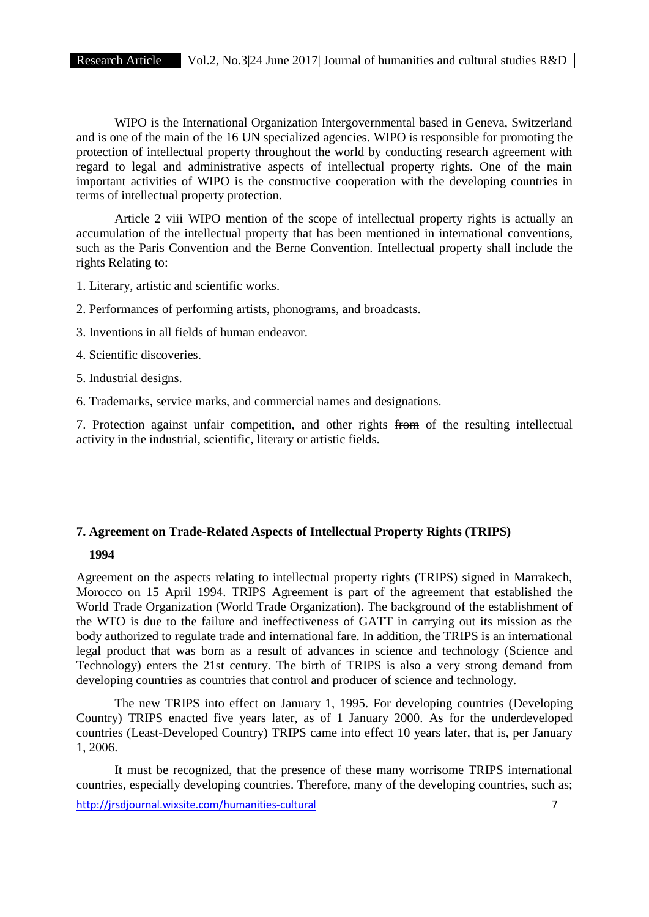WIPO is the International Organization Intergovernmental based in Geneva, Switzerland and is one of the main of the 16 UN specialized agencies. WIPO is responsible for promoting the protection of intellectual property throughout the world by conducting research agreement with regard to legal and administrative aspects of intellectual property rights. One of the main important activities of WIPO is the constructive cooperation with the developing countries in terms of intellectual property protection.

Article 2 viii WIPO mention of the scope of intellectual property rights is actually an accumulation of the intellectual property that has been mentioned in international conventions, such as the Paris Convention and the Berne Convention. Intellectual property shall include the rights Relating to:

1. Literary, artistic and scientific works.
2. Performances of performing artists, phonograms, and broadcasts.
3. Inventions in all fields of human endeavor.
4. Scientific discoveries.
5. Industrial designs.
6. Trademarks, service marks, and commercial names and designations.
7. Protection against unfair competition, and other rights ~~from~~ of the resulting intellectual activity in the industrial, scientific, literary or artistic fields.

### 7. Agreement on Trade-Related Aspects of Intellectual Property Rights (TRIPS) 1994

Agreement on the aspects relating to intellectual property rights (TRIPS) signed in Marrakech, Morocco on 15 April 1994. TRIPS Agreement is part of the agreement that established the World Trade Organization (World Trade Organization). The background of the establishment of the WTO is due to the failure and ineffectiveness of GATT in carrying out its mission as the body authorized to regulate trade and international fare. In addition, the TRIPS is an international legal product that was born as a result of advances in science and technology (Science and Technology) enters the 21st century. The birth of TRIPS is also a very strong demand from developing countries as countries that control and producer of science and technology.

The new TRIPS into effect on January 1, 1995. For developing countries (Developing Country) TRIPS enacted five years later, as of 1 January 2000. As for the underdeveloped countries (Least-Developed Country) TRIPS came into effect 10 years later, that is, per January 1, 2006.

It must be recognized, that the presence of these many worrisome TRIPS international countries, especially developing countries. Therefore, many of the developing countries, such as;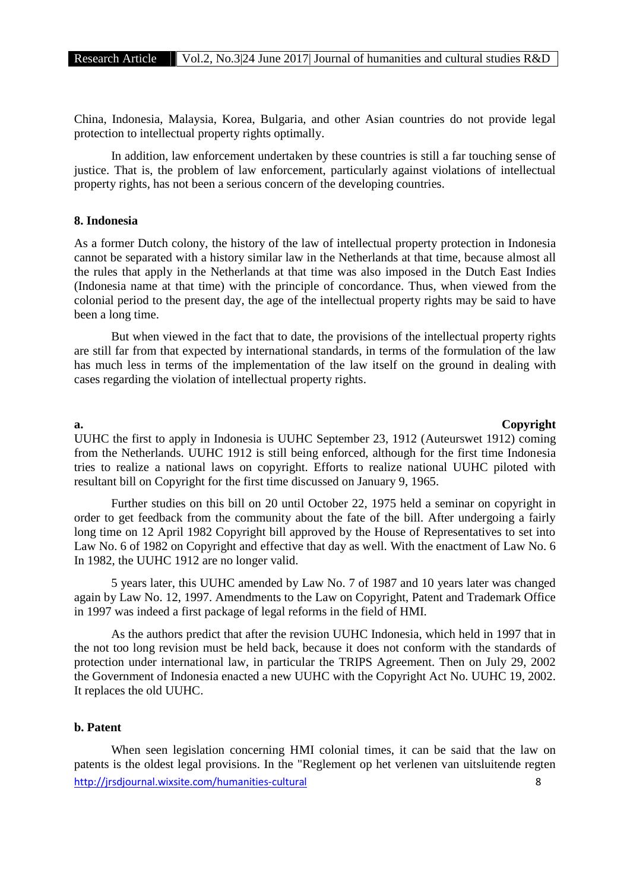China, Indonesia, Malaysia, Korea, Bulgaria, and other Asian countries do not provide legal protection to intellectual property rights optimally.

In addition, law enforcement undertaken by these countries is still a far touching sense of justice. That is, the problem of law enforcement, particularly against violations of intellectual property rights, has not been a serious concern of the developing countries.

### 8. Indonesia

As a former Dutch colony, the history of the law of intellectual property protection in Indonesia cannot be separated with a history similar law in the Netherlands at that time, because almost all the rules that apply in the Netherlands at that time was also imposed in the Dutch East Indies (Indonesia name at that time) with the principle of concordance. Thus, when viewed from the colonial period to the present day, the age of the intellectual property rights may be said to have been a long time.

But when viewed in the fact that to date, the provisions of the intellectual property rights are still far from that expected by international standards, in terms of the formulation of the law has much less in terms of the implementation of the law itself on the ground in dealing with cases regarding the violation of intellectual property rights.

#### a. Copyright

UUHC the first to apply in Indonesia is UUHC September 23, 1912 (Auteurswet 1912) coming from the Netherlands. UUHC 1912 is still being enforced, although for the first time Indonesia tries to realize a national laws on copyright. Efforts to realize national UUHC piloted with resultant bill on Copyright for the first time discussed on January 9, 1965.

Further studies on this bill on 20 until October 22, 1975 held a seminar on copyright in order to get feedback from the community about the fate of the bill. After undergoing a fairly long time on 12 April 1982 Copyright bill approved by the House of Representatives to set into Law No. 6 of 1982 on Copyright and effective that day as well. With the enactment of Law No. 6 In 1982, the UUHC 1912 are no longer valid.

5 years later, this UUHC amended by Law No. 7 of 1987 and 10 years later was changed again by Law No. 12, 1997. Amendments to the Law on Copyright, Patent and Trademark Office in 1997 was indeed a first package of legal reforms in the field of HMI.

As the authors predict that after the revision UUHC Indonesia, which held in 1997 that in the not too long revision must be held back, because it does not conform with the standards of protection under international law, in particular the TRIPS Agreement. Then on July 29, 2002 the Government of Indonesia enacted a new UUHC with the Copyright Act No. UUHC 19, 2002. It replaces the old UUHC.

#### b. Patent

When seen legislation concerning HMI colonial times, it can be said that the law on patents is the oldest legal provisions. In the "Reglement op het verlenen van uitsluitende regten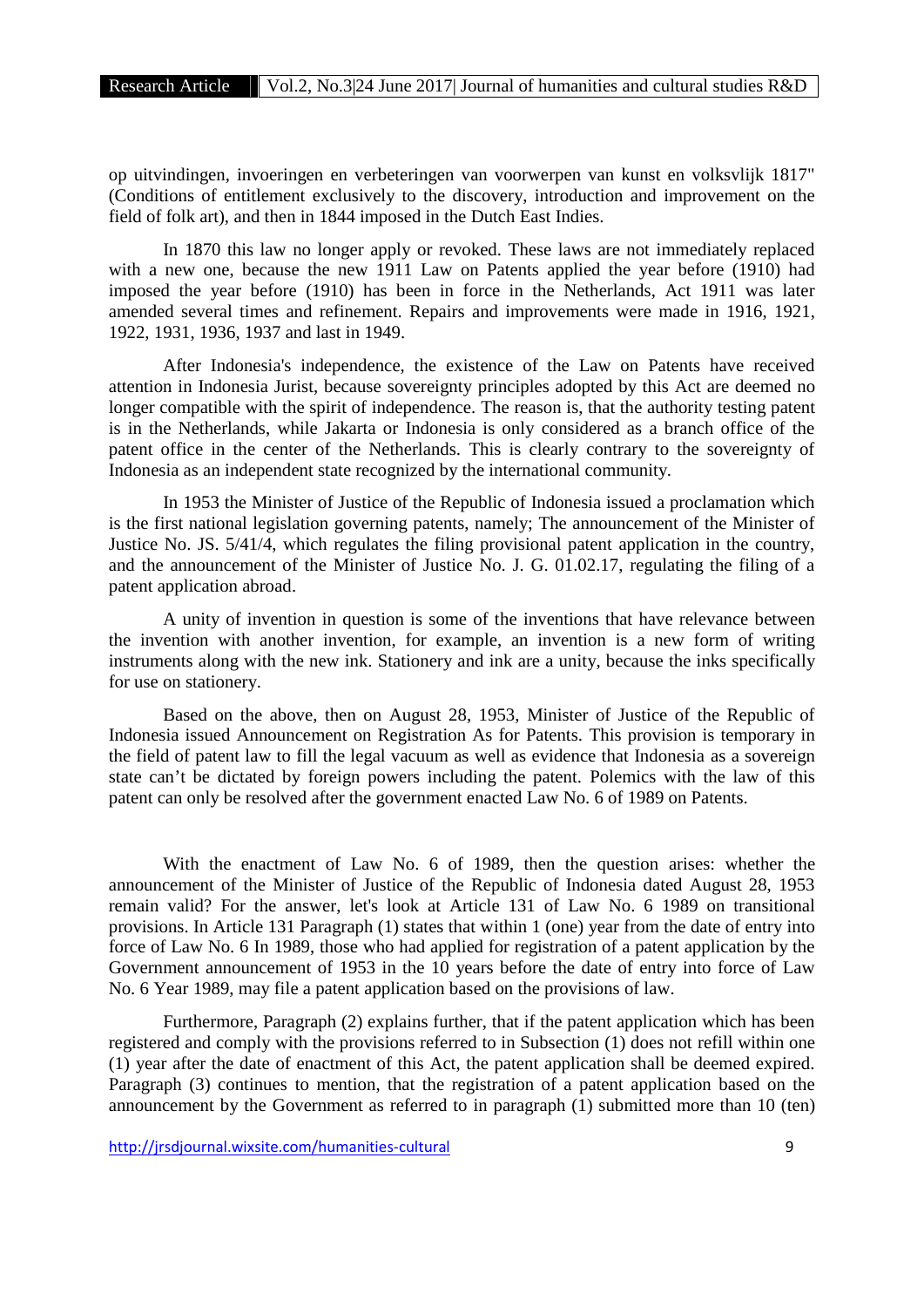op uitvindingen, invoeringen en verbeteringen van voorwerpen van kunst en volksvlijk 1817" (Conditions of entitlement exclusively to the discovery, introduction and improvement on the field of folk art), and then in 1844 imposed in the Dutch East Indies.

In 1870 this law no longer apply or revoked. These laws are not immediately replaced with a new one, because the new 1911 Law on Patents applied the year before (1910) had imposed the year before (1910) has been in force in the Netherlands, Act 1911 was later amended several times and refinement. Repairs and improvements were made in 1916, 1921, 1922, 1931, 1936, 1937 and last in 1949.

After Indonesia's independence, the existence of the Law on Patents have received attention in Indonesia Jurist, because sovereignty principles adopted by this Act are deemed no longer compatible with the spirit of independence. The reason is, that the authority testing patent is in the Netherlands, while Jakarta or Indonesia is only considered as a branch office of the patent office in the center of the Netherlands. This is clearly contrary to the sovereignty of Indonesia as an independent state recognized by the international community.

In 1953 the Minister of Justice of the Republic of Indonesia issued a proclamation which is the first national legislation governing patents, namely; The announcement of the Minister of Justice No. JS. 5/41/4, which regulates the filing provisional patent application in the country, and the announcement of the Minister of Justice No. J. G. 01.02.17, regulating the filing of a patent application abroad.

A unity of invention in question is some of the inventions that have relevance between the invention with another invention, for example, an invention is a new form of writing instruments along with the new ink. Stationery and ink are a unity, because the inks specifically for use on stationery.

Based on the above, then on August 28, 1953, Minister of Justice of the Republic of Indonesia issued Announcement on Registration As for Patents. This provision is temporary in the field of patent law to fill the legal vacuum as well as evidence that Indonesia as a sovereign state can't be dictated by foreign powers including the patent. Polemics with the law of this patent can only be resolved after the government enacted Law No. 6 of 1989 on Patents.

With the enactment of Law No. 6 of 1989, then the question arises: whether the announcement of the Minister of Justice of the Republic of Indonesia dated August 28, 1953 remain valid? For the answer, let's look at Article 131 of Law No. 6 1989 on transitional provisions. In Article 131 Paragraph (1) states that within 1 (one) year from the date of entry into force of Law No. 6 In 1989, those who had applied for registration of a patent application by the Government announcement of 1953 in the 10 years before the date of entry into force of Law No. 6 Year 1989, may file a patent application based on the provisions of law.

Furthermore, Paragraph (2) explains further, that if the patent application which has been registered and comply with the provisions referred to in Subsection (1) does not refill within one (1) year after the date of enactment of this Act, the patent application shall be deemed expired. Paragraph (3) continues to mention, that the registration of a patent application based on the announcement by the Government as referred to in paragraph (1) submitted more than 10 (ten)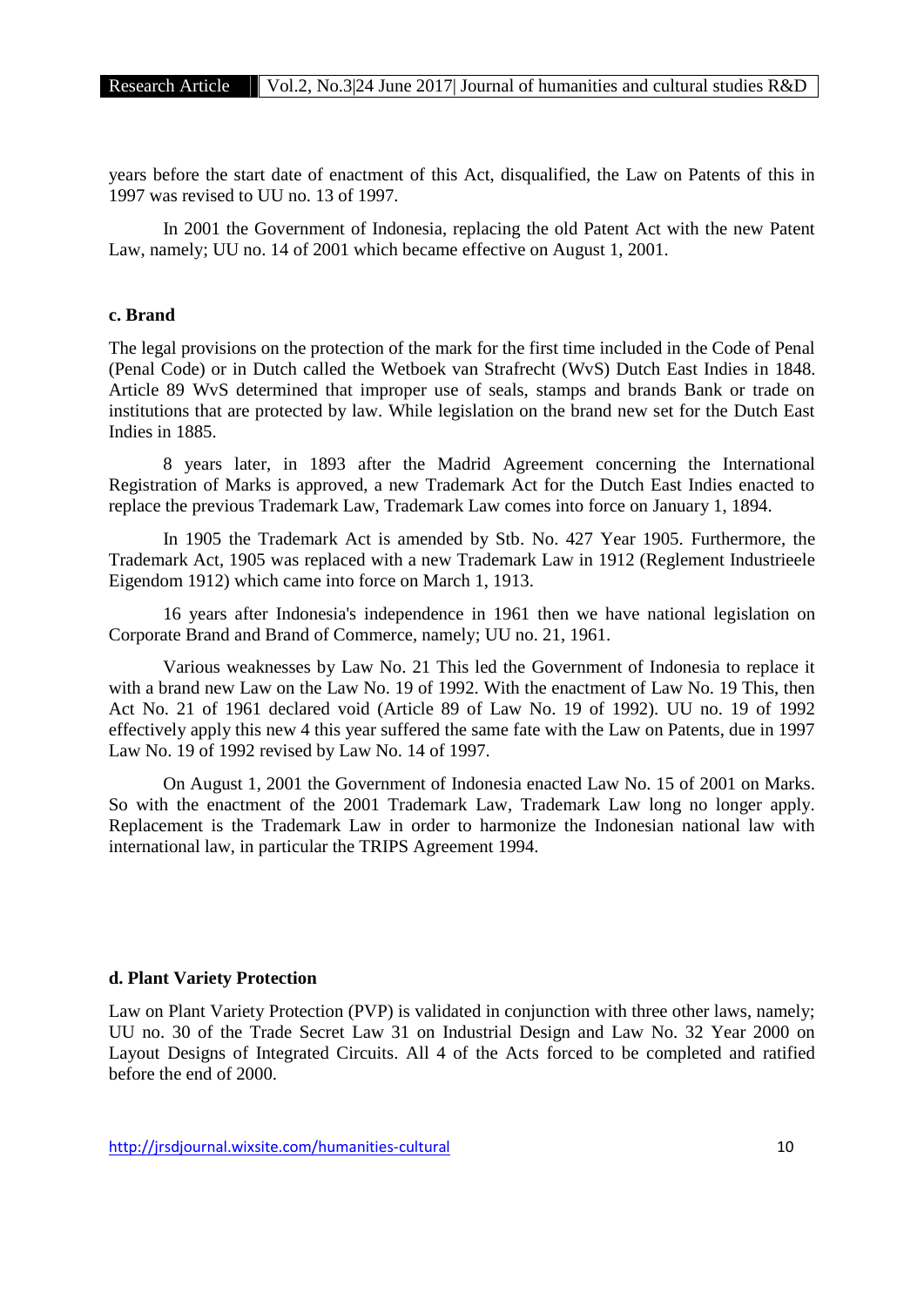years before the start date of enactment of this Act, disqualified, the Law on Patents of this in 1997 was revised to UU no. 13 of 1997.

In 2001 the Government of Indonesia, replacing the old Patent Act with the new Patent Law, namely; UU no. 14 of 2001 which became effective on August 1, 2001.

### c. Brand

The legal provisions on the protection of the mark for the first time included in the Code of Penal (Penal Code) or in Dutch called the Wetboek van Strafrecht (WvS) Dutch East Indies in 1848. Article 89 WvS determined that improper use of seals, stamps and brands Bank or trade on institutions that are protected by law. While legislation on the brand new set for the Dutch East Indies in 1885.

8 years later, in 1893 after the Madrid Agreement concerning the International Registration of Marks is approved, a new Trademark Act for the Dutch East Indies enacted to replace the previous Trademark Law, Trademark Law comes into force on January 1, 1894.

In 1905 the Trademark Act is amended by Stb. No. 427 Year 1905. Furthermore, the Trademark Act, 1905 was replaced with a new Trademark Law in 1912 (Reglement Industrieele Eigendom 1912) which came into force on March 1, 1913.

16 years after Indonesia's independence in 1961 then we have national legislation on Corporate Brand and Brand of Commerce, namely; UU no. 21, 1961.

Various weaknesses by Law No. 21 This led the Government of Indonesia to replace it with a brand new Law on the Law No. 19 of 1992. With the enactment of Law No. 19 This, then Act No. 21 of 1961 declared void (Article 89 of Law No. 19 of 1992). UU no. 19 of 1992 effectively apply this new 4 this year suffered the same fate with the Law on Patents, due in 1997 Law No. 19 of 1992 revised by Law No. 14 of 1997.

On August 1, 2001 the Government of Indonesia enacted Law No. 15 of 2001 on Marks. So with the enactment of the 2001 Trademark Law, Trademark Law long no longer apply. Replacement is the Trademark Law in order to harmonize the Indonesian national law with international law, in particular the TRIPS Agreement 1994.

### d. Plant Variety Protection

Law on Plant Variety Protection (PVP) is validated in conjunction with three other laws, namely; UU no. 30 of the Trade Secret Law 31 on Industrial Design and Law No. 32 Year 2000 on Layout Designs of Integrated Circuits. All 4 of the Acts forced to be completed and ratified before the end of 2000.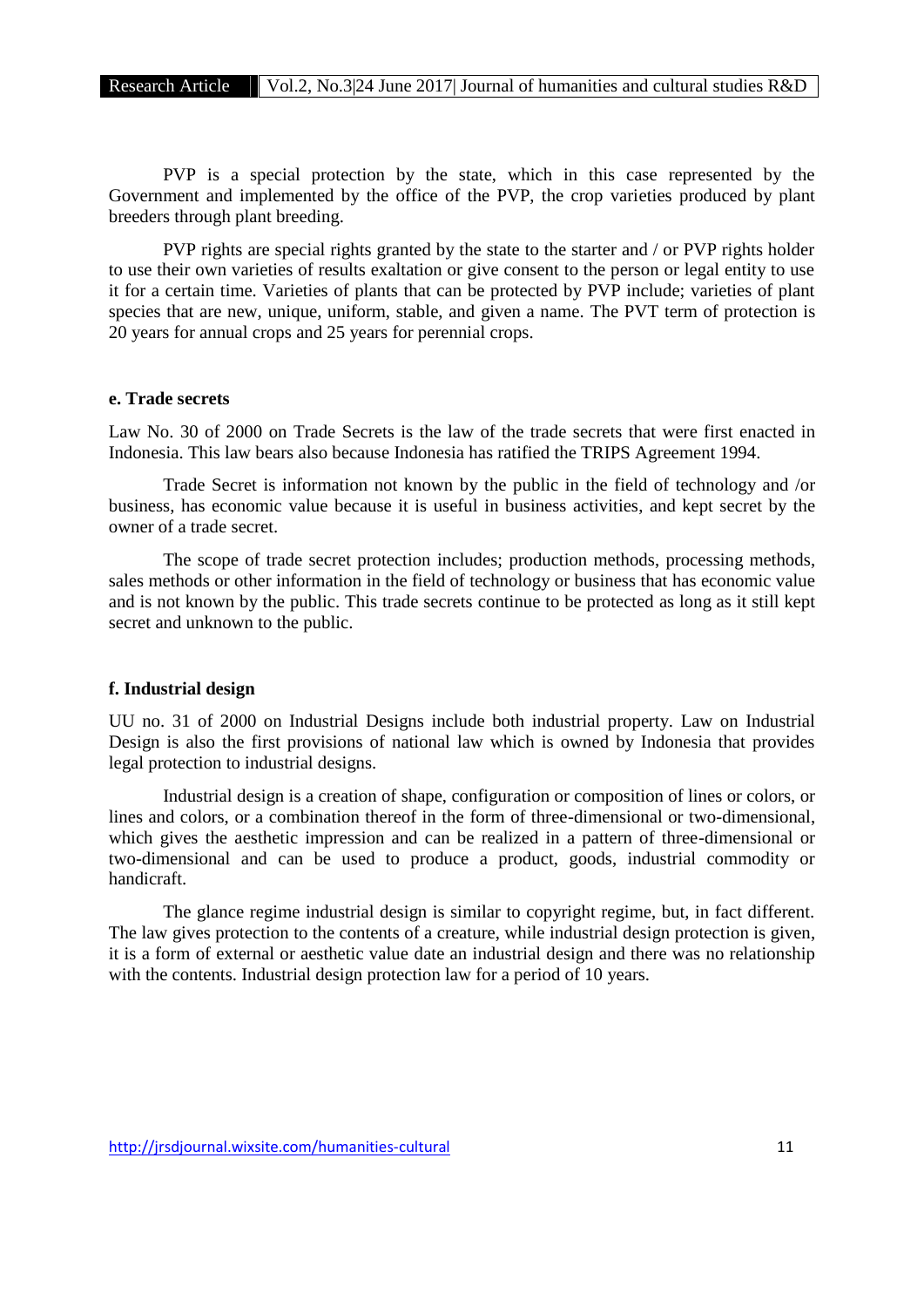PVP is a special protection by the state, which in this case represented by the Government and implemented by the office of the PVP, the crop varieties produced by plant breeders through plant breeding.

PVP rights are special rights granted by the state to the starter and / or PVP rights holder to use their own varieties of results exaltation or give consent to the person or legal entity to use it for a certain time. Varieties of plants that can be protected by PVP include; varieties of plant species that are new, unique, uniform, stable, and given a name. The PVT term of protection is 20 years for annual crops and 25 years for perennial crops.

#### e. Trade secrets

Law No. 30 of 2000 on Trade Secrets is the law of the trade secrets that were first enacted in Indonesia. This law bears also because Indonesia has ratified the TRIPS Agreement 1994.

Trade Secret is information not known by the public in the field of technology and /or business, has economic value because it is useful in business activities, and kept secret by the owner of a trade secret.

The scope of trade secret protection includes; production methods, processing methods, sales methods or other information in the field of technology or business that has economic value and is not known by the public. This trade secrets continue to be protected as long as it still kept secret and unknown to the public.

#### f. Industrial design

UU no. 31 of 2000 on Industrial Designs include both industrial property. Law on Industrial Design is also the first provisions of national law which is owned by Indonesia that provides legal protection to industrial designs.

Industrial design is a creation of shape, configuration or composition of lines or colors, or lines and colors, or a combination thereof in the form of three-dimensional or two-dimensional, which gives the aesthetic impression and can be realized in a pattern of three-dimensional or two-dimensional and can be used to produce a product, goods, industrial commodity or handicraft.

The glance regime industrial design is similar to copyright regime, but, in fact different. The law gives protection to the contents of a creature, while industrial design protection is given, it is a form of external or aesthetic value date an industrial design and there was no relationship with the contents. Industrial design protection law for a period of 10 years.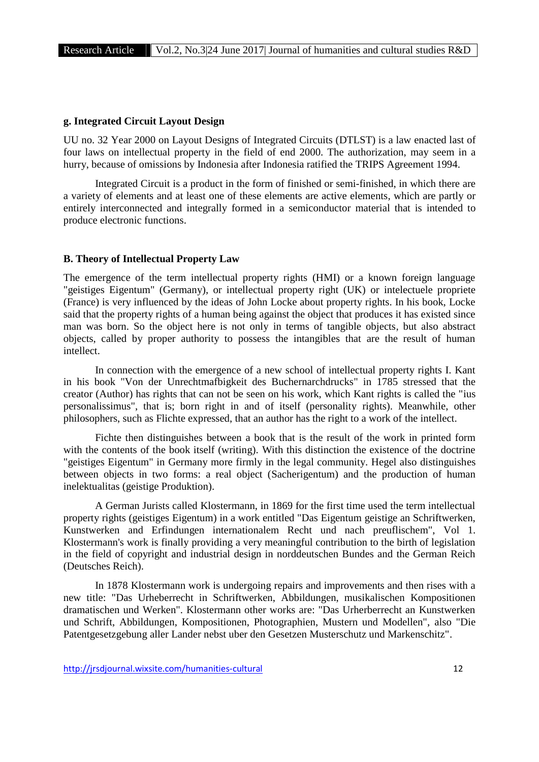#### g. Integrated Circuit Layout Design

UU no. 32 Year 2000 on Layout Designs of Integrated Circuits (DTLST) is a law enacted last of four laws on intellectual property in the field of end 2000. The authorization, may seem in a hurry, because of omissions by Indonesia after Indonesia ratified the TRIPS Agreement 1994.

Integrated Circuit is a product in the form of finished or semi-finished, in which there are a variety of elements and at least one of these elements are active elements, which are partly or entirely interconnected and integrally formed in a semiconductor material that is intended to produce electronic functions.

### B. Theory of Intellectual Property Law

The emergence of the term intellectual property rights (HMI) or a known foreign language "geistiges Eigentum" (Germany), or intellectual property right (UK) or intelectuele propriete (France) is very influenced by the ideas of John Locke about property rights. In his book, Locke said that the property rights of a human being against the object that produces it has existed since man was born. So the object here is not only in terms of tangible objects, but also abstract objects, called by proper authority to possess the intangibles that are the result of human intellect.

In connection with the emergence of a new school of intellectual property rights I. Kant in his book "Von der Unrechtmafbigkeit des Buchernarchdrucks" in 1785 stressed that the creator (Author) has rights that can not be seen on his work, which Kant rights is called the "ius personalissimus", that is; born right in and of itself (personality rights). Meanwhile, other philosophers, such as Flichte expressed, that an author has the right to a work of the intellect.

Fichte then distinguishes between a book that is the result of the work in printed form with the contents of the book itself (writing). With this distinction the existence of the doctrine "geistiges Eigentum" in Germany more firmly in the legal community. Hegel also distinguishes between objects in two forms: a real object (Sacherigentum) and the production of human inelektualitas (geistige Produktion).

A German Jurists called Klostermann, in 1869 for the first time used the term intellectual property rights (geistiges Eigentum) in a work entitled "Das Eigentum geistige an Schriftwerken, Kunstwerken and Erfindungen internationalem Recht und nach preuflischem", Vol 1. Klostermann's work is finally providing a very meaningful contribution to the birth of legislation in the field of copyright and industrial design in norddeutschen Bundes and the German Reich (Deutsches Reich).

In 1878 Klostermann work is undergoing repairs and improvements and then rises with a new title: "Das Urheberrecht in Schriftwerken, Abbildungen, musikalischen Kompositionen dramatischen und Werken". Klostermann other works are: "Das Urherberrecht an Kunstwerken und Schrift, Abbildungen, Kompositionen, Photographien, Mustern und Modellen", also "Die Patentgesetzgebung aller Lander nebst uber den Gesetzen Musterschutz und Markenschitz".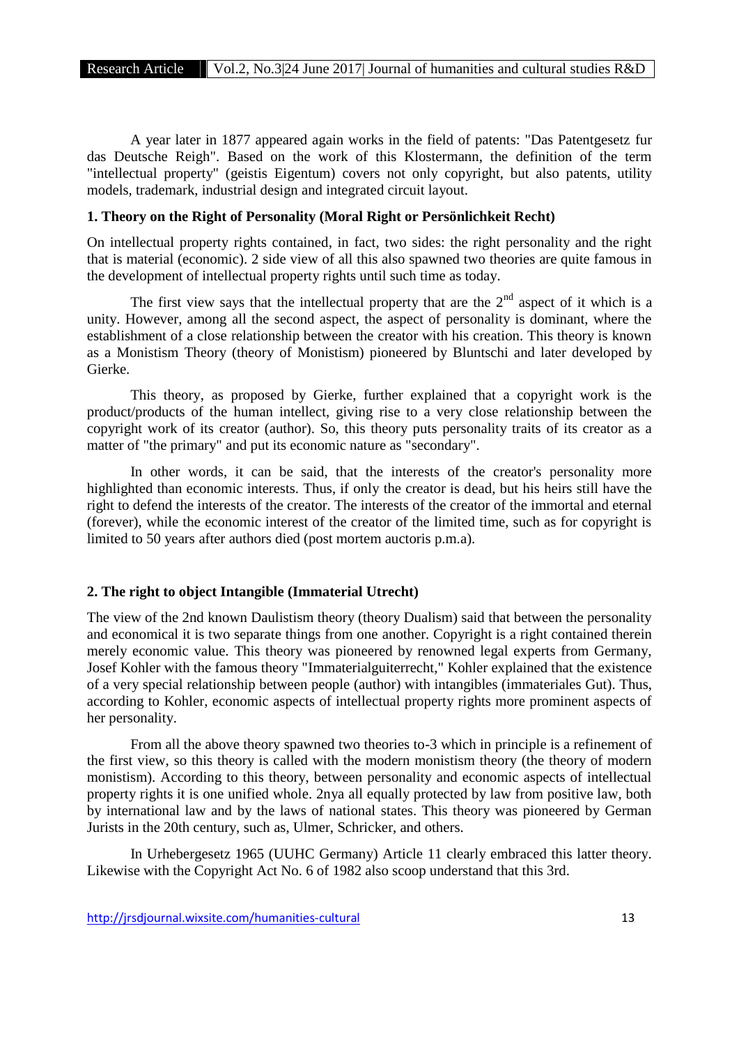A year later in 1877 appeared again works in the field of patents: "Das Patentgesetz fur das Deutsche Reigh". Based on the work of this Klostermann, the definition of the term "intellectual property" (geistis Eigentum) covers not only copyright, but also patents, utility models, trademark, industrial design and integrated circuit layout.

**1. Theory on the Right of Personality (Moral Right or Persönlichkeit Recht)**

On intellectual property rights contained, in fact, two sides: the right personality and the right that is material (economic). 2 side view of all this also spawned two theories are quite famous in the development of intellectual property rights until such time as today.

The first view says that the intellectual property that are the 2nd aspect of it which is a unity. However, among all the second aspect, the aspect of personality is dominant, where the establishment of a close relationship between the creator with his creation. This theory is known as a Monistism Theory (theory of Monistism) pioneered by Bluntschi and later developed by Gierke.

This theory, as proposed by Gierke, further explained that a copyright work is the product/products of the human intellect, giving rise to a very close relationship between the copyright work of its creator (author). So, this theory puts personality traits of its creator as a matter of "the primary" and put its economic nature as "secondary".

In other words, it can be said, that the interests of the creator's personality more highlighted than economic interests. Thus, if only the creator is dead, but his heirs still have the right to defend the interests of the creator. The interests of the creator of the immortal and eternal (forever), while the economic interest of the creator of the limited time, such as for copyright is limited to 50 years after authors died (post mortem auctoris p.m.a).

**2. The right to object Intangible (Immaterial Utrecht)**

The view of the 2nd known Daulistism theory (theory Dualism) said that between the personality and economical it is two separate things from one another. Copyright is a right contained therein merely economic value. This theory was pioneered by renowned legal experts from Germany, Josef Kohler with the famous theory "Immaterialguiterrecht," Kohler explained that the existence of a very special relationship between people (author) with intangibles (immateriales Gut). Thus, according to Kohler, economic aspects of intellectual property rights more prominent aspects of her personality.

From all the above theory spawned two theories to-3 which in principle is a refinement of the first view, so this theory is called with the modern monistism theory (the theory of modern monistism). According to this theory, between personality and economic aspects of intellectual property rights it is one unified whole. 2nya all equally protected by law from positive law, both by international law and by the laws of national states. This theory was pioneered by German Jurists in the 20th century, such as, Ulmer, Schricker, and others.

In Urhebergesetz 1965 (UUHC Germany) Article 11 clearly embraced this latter theory. Likewise with the Copyright Act No. 6 of 1982 also scoop understand that this 3rd.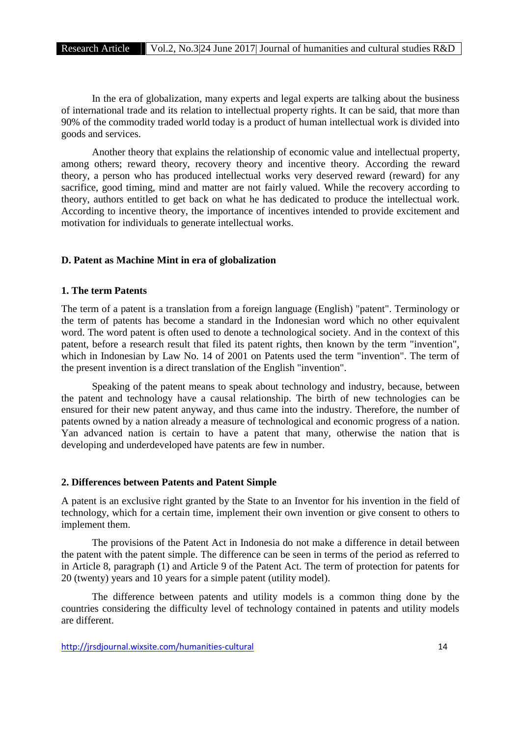In the era of globalization, many experts and legal experts are talking about the business of international trade and its relation to intellectual property rights. It can be said, that more than 90% of the commodity traded world today is a product of human intellectual work is divided into goods and services.

Another theory that explains the relationship of economic value and intellectual property, among others; reward theory, recovery theory and incentive theory. According the reward theory, a person who has produced intellectual works very deserved reward (reward) for any sacrifice, good timing, mind and matter are not fairly valued. While the recovery according to theory, authors entitled to get back on what he has dedicated to produce the intellectual work. According to incentive theory, the importance of incentives intended to provide excitement and motivation for individuals to generate intellectual works.

### D. Patent as Machine Mint in era of globalization

#### 1. The term Patents

The term of a patent is a translation from a foreign language (English) "patent". Terminology or the term of patents has become a standard in the Indonesian word which no other equivalent word. The word patent is often used to denote a technological society. And in the context of this patent, before a research result that filed its patent rights, then known by the term "invention", which in Indonesian by Law No. 14 of 2001 on Patents used the term "invention". The term of the present invention is a direct translation of the English "invention".

Speaking of the patent means to speak about technology and industry, because, between the patent and technology have a causal relationship. The birth of new technologies can be ensured for their new patent anyway, and thus came into the industry. Therefore, the number of patents owned by a nation already a measure of technological and economic progress of a nation. Yan advanced nation is certain to have a patent that many, otherwise the nation that is developing and underdeveloped have patents are few in number.

#### 2. Differences between Patents and Patent Simple

A patent is an exclusive right granted by the State to an Inventor for his invention in the field of technology, which for a certain time, implement their own invention or give consent to others to implement them.

The provisions of the Patent Act in Indonesia do not make a difference in detail between the patent with the patent simple. The difference can be seen in terms of the period as referred to in Article 8, paragraph (1) and Article 9 of the Patent Act. The term of protection for patents for 20 (twenty) years and 10 years for a simple patent (utility model).

The difference between patents and utility models is a common thing done by the countries considering the difficulty level of technology contained in patents and utility models are different.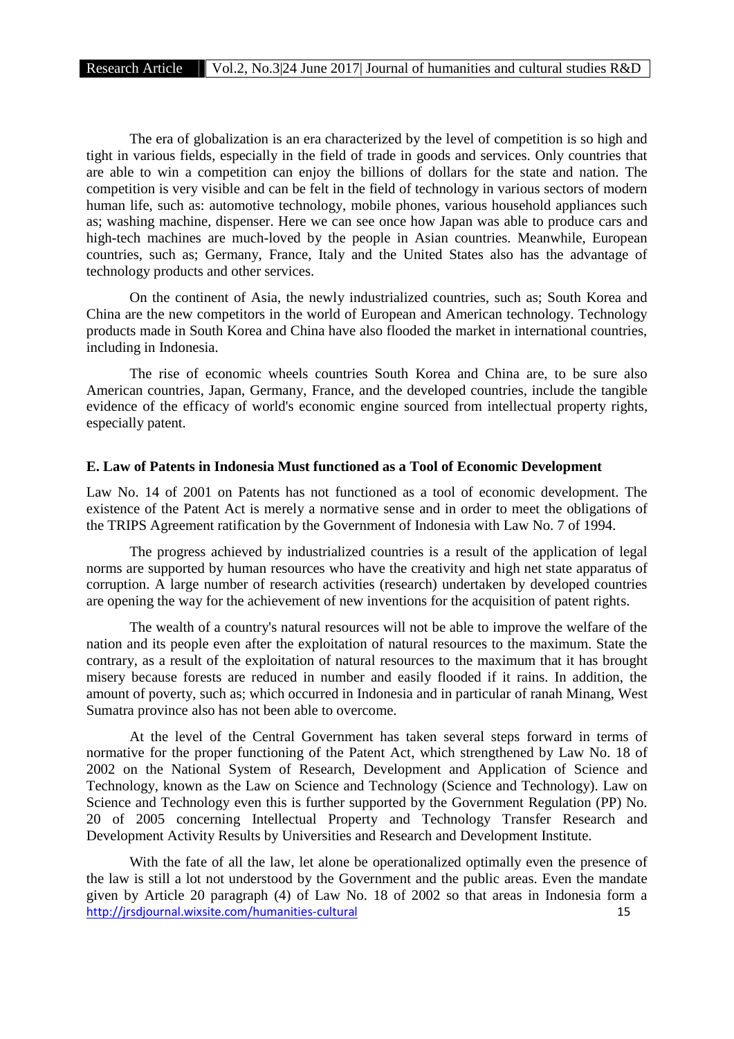The era of globalization is an era characterized by the level of competition is so high and tight in various fields, especially in the field of trade in goods and services. Only countries that are able to win a competition can enjoy the billions of dollars for the state and nation. The competition is very visible and can be felt in the field of technology in various sectors of modern human life, such as: automotive technology, mobile phones, various household appliances such as; washing machine, dispenser. Here we can see once how Japan was able to produce cars and high-tech machines are much-loved by the people in Asian countries. Meanwhile, European countries, such as; Germany, France, Italy and the United States also has the advantage of technology products and other services.

On the continent of Asia, the newly industrialized countries, such as; South Korea and China are the new competitors in the world of European and American technology. Technology products made in South Korea and China have also flooded the market in international countries, including in Indonesia.

The rise of economic wheels countries South Korea and China are, to be sure also American countries, Japan, Germany, France, and the developed countries, include the tangible evidence of the efficacy of world's economic engine sourced from intellectual property rights, especially patent.

**E. Law of Patents in Indonesia Must functioned as a Tool of Economic Development**

Law No. 14 of 2001 on Patents has not functioned as a tool of economic development. The existence of the Patent Act is merely a normative sense and in order to meet the obligations of the TRIPS Agreement ratification by the Government of Indonesia with Law No. 7 of 1994.

The progress achieved by industrialized countries is a result of the application of legal norms are supported by human resources who have the creativity and high net state apparatus of corruption. A large number of research activities (research) undertaken by developed countries are opening the way for the achievement of new inventions for the acquisition of patent rights.

The wealth of a country's natural resources will not be able to improve the welfare of the nation and its people even after the exploitation of natural resources to the maximum. State the contrary, as a result of the exploitation of natural resources to the maximum that it has brought misery because forests are reduced in number and easily flooded if it rains. In addition, the amount of poverty, such as; which occurred in Indonesia and in particular of ranah Minang, West Sumatra province also has not been able to overcome.

At the level of the Central Government has taken several steps forward in terms of normative for the proper functioning of the Patent Act, which strengthened by Law No. 18 of 2002 on the National System of Research, Development and Application of Science and Technology, known as the Law on Science and Technology (Science and Technology). Law on Science and Technology even this is further supported by the Government Regulation (PP) No. 20 of 2005 concerning Intellectual Property and Technology Transfer Research and Development Activity Results by Universities and Research and Development Institute.

With the fate of all the law, let alone be operationalized optimally even the presence of the law is still a lot not understood by the Government and the public areas. Even the mandate given by Article 20 paragraph (4) of Law No. 18 of 2002 so that areas in Indonesia form a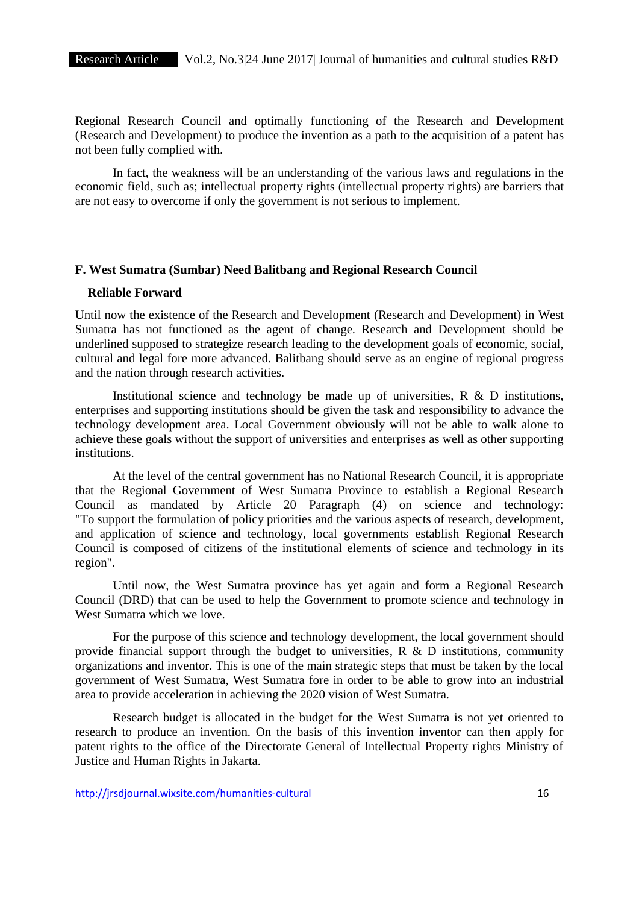Regional Research Council and optimally functioning of the Research and Development (Research and Development) to produce the invention as a path to the acquisition of a patent has not been fully complied with.

In fact, the weakness will be an understanding of the various laws and regulations in the economic field, such as; intellectual property rights (intellectual property rights) are barriers that are not easy to overcome if only the government is not serious to implement.

### F. West Sumatra (Sumbar) Need Balitbang and Regional Research Council Reliable Forward

Until now the existence of the Research and Development (Research and Development) in West Sumatra has not functioned as the agent of change. Research and Development should be underlined supposed to strategize research leading to the development goals of economic, social, cultural and legal fore more advanced. Balitbang should serve as an engine of regional progress and the nation through research activities.

Institutional science and technology be made up of universities, R & D institutions, enterprises and supporting institutions should be given the task and responsibility to advance the technology development area. Local Government obviously will not be able to walk alone to achieve these goals without the support of universities and enterprises as well as other supporting institutions.

At the level of the central government has no National Research Council, it is appropriate that the Regional Government of West Sumatra Province to establish a Regional Research Council as mandated by Article 20 Paragraph (4) on science and technology: "To support the formulation of policy priorities and the various aspects of research, development, and application of science and technology, local governments establish Regional Research Council is composed of citizens of the institutional elements of science and technology in its region".

Until now, the West Sumatra province has yet again and form a Regional Research Council (DRD) that can be used to help the Government to promote science and technology in West Sumatra which we love.

For the purpose of this science and technology development, the local government should provide financial support through the budget to universities, R & D institutions, community organizations and inventor. This is one of the main strategic steps that must be taken by the local government of West Sumatra, West Sumatra fore in order to be able to grow into an industrial area to provide acceleration in achieving the 2020 vision of West Sumatra.

Research budget is allocated in the budget for the West Sumatra is not yet oriented to research to produce an invention. On the basis of this invention inventor can then apply for patent rights to the office of the Directorate General of Intellectual Property rights Ministry of Justice and Human Rights in Jakarta.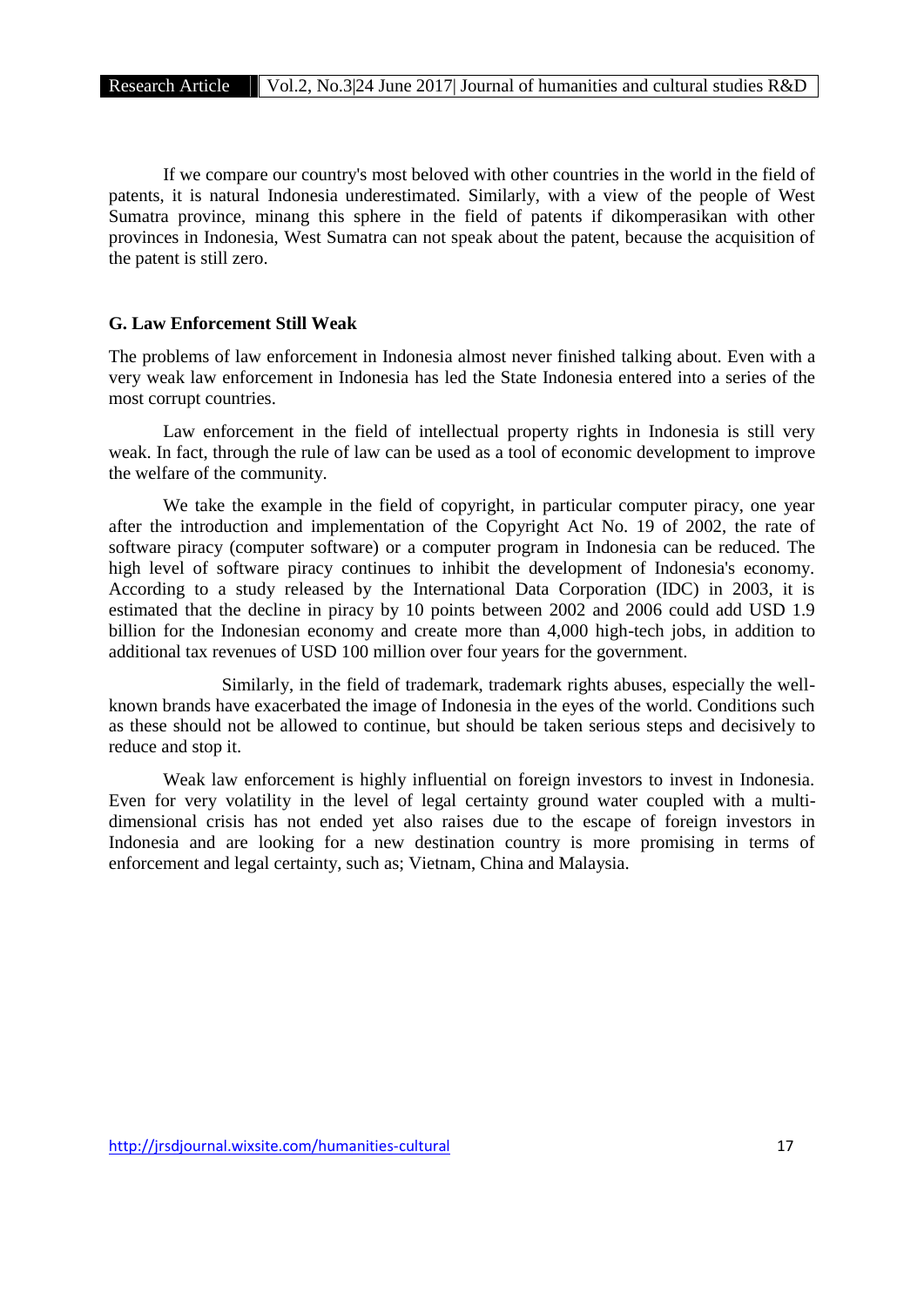If we compare our country's most beloved with other countries in the world in the field of patents, it is natural Indonesia underestimated. Similarly, with a view of the people of West Sumatra province, minang this sphere in the field of patents if dikomperasikan with other provinces in Indonesia, West Sumatra can not speak about the patent, because the acquisition of the patent is still zero.

### G. Law Enforcement Still Weak

The problems of law enforcement in Indonesia almost never finished talking about. Even with a very weak law enforcement in Indonesia has led the State Indonesia entered into a series of the most corrupt countries.

Law enforcement in the field of intellectual property rights in Indonesia is still very weak. In fact, through the rule of law can be used as a tool of economic development to improve the welfare of the community.

We take the example in the field of copyright, in particular computer piracy, one year after the introduction and implementation of the Copyright Act No. 19 of 2002, the rate of software piracy (computer software) or a computer program in Indonesia can be reduced. The high level of software piracy continues to inhibit the development of Indonesia's economy. According to a study released by the International Data Corporation (IDC) in 2003, it is estimated that the decline in piracy by 10 points between 2002 and 2006 could add USD 1.9 billion for the Indonesian economy and create more than 4,000 high-tech jobs, in addition to additional tax revenues of USD 100 million over four years for the government.

Similarly, in the field of trademark, trademark rights abuses, especially the well-known brands have exacerbated the image of Indonesia in the eyes of the world. Conditions such as these should not be allowed to continue, but should be taken serious steps and decisively to reduce and stop it.

Weak law enforcement is highly influential on foreign investors to invest in Indonesia. Even for very volatility in the level of legal certainty ground water coupled with a multi-dimensional crisis has not ended yet also raises due to the escape of foreign investors in Indonesia and are looking for a new destination country is more promising in terms of enforcement and legal certainty, such as; Vietnam, China and Malaysia.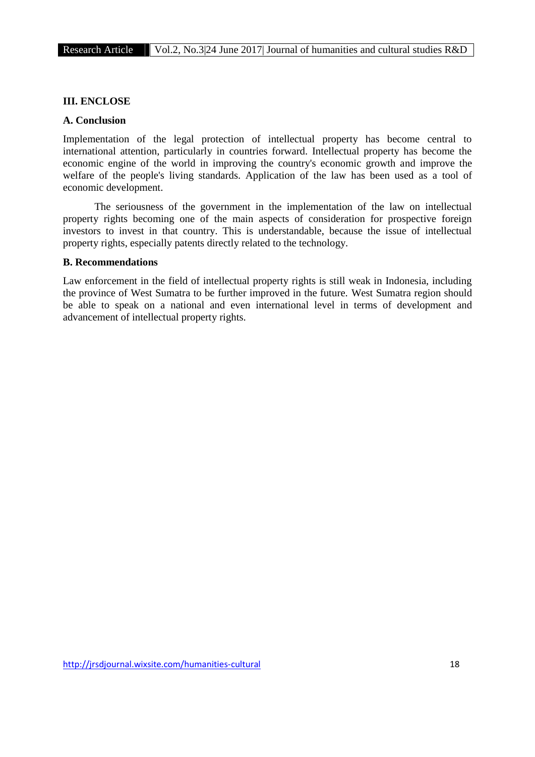## III. ENCLOSE

### A. Conclusion

Implementation of the legal protection of intellectual property has become central to international attention, particularly in countries forward. Intellectual property has become the economic engine of the world in improving the country's economic growth and improve the welfare of the people's living standards. Application of the law has been used as a tool of economic development.

The seriousness of the government in the implementation of the law on intellectual property rights becoming one of the main aspects of consideration for prospective foreign investors to invest in that country. This is understandable, because the issue of intellectual property rights, especially patents directly related to the technology.

### B. Recommendations

Law enforcement in the field of intellectual property rights is still weak in Indonesia, including the province of West Sumatra to be further improved in the future. West Sumatra region should be able to speak on a national and even international level in terms of development and advancement of intellectual property rights.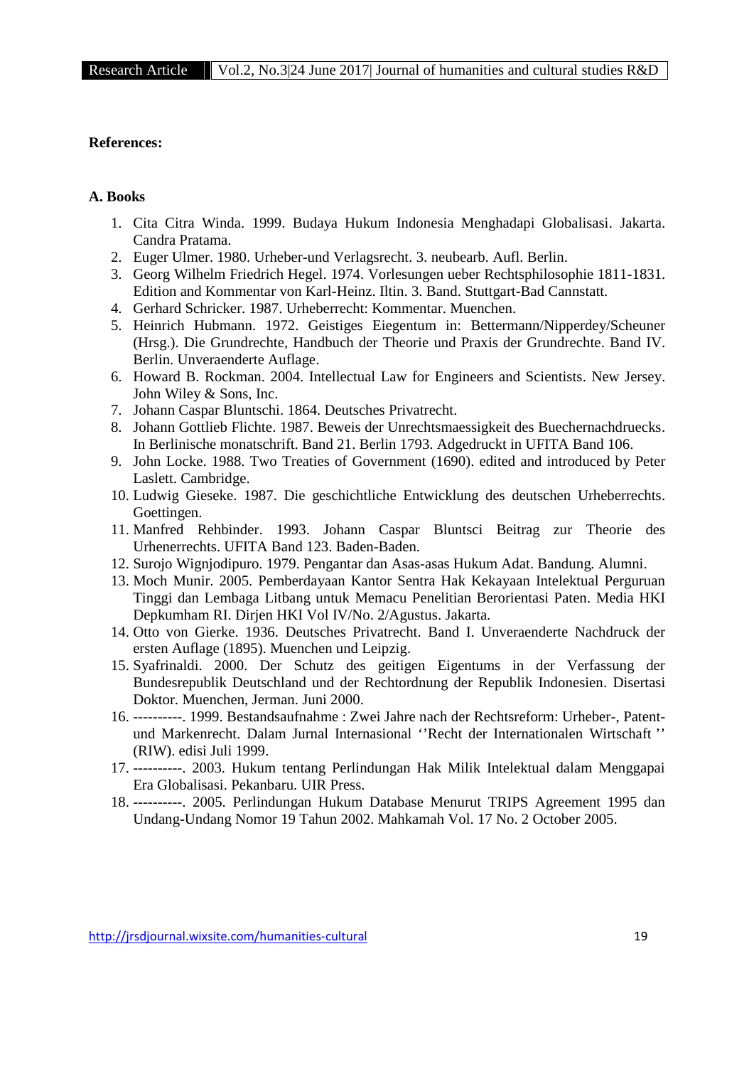**References:**

**A. Books**

1. Cita Citra Winda. 1999. Budaya Hukum Indonesia Menghadapi Globalisasi. Jakarta. Candra Pratama.
2. Euger Ulmer. 1980. Urheber-und Verlagsrecht. 3. neubearb. Aufl. Berlin.
3. Georg Wilhelm Friedrich Hegel. 1974. Vorlesungen ueber Rechtsphilosophie 1811-1831. Edition and Kommentar von Karl-Heinz. Iltin. 3. Band. Stuttgart-Bad Cannstatt.
4. Gerhard Schricker. 1987. Urheberrecht: Kommentar. Muenchen.
5. Heinrich Hubmann. 1972. Geistiges Eiegentum in: Bettermann/Nipperdey/Scheuner (Hrsg.). Die Grundrechte, Handbuch der Theorie und Praxis der Grundrechte. Band IV. Berlin. Unveraenderte Auflage.
6. Howard B. Rockman. 2004. Intellectual Law for Engineers and Scientists. New Jersey. John Wiley & Sons, Inc.
7. Johann Caspar Bluntschi. 1864. Deutsches Privatrecht.
8. Johann Gottlieb Flichte. 1987. Beweis der Unrechtsmaessigkeit des Buechernachdruecks. In Berlinische monatschrift. Band 21. Berlin 1793. Adgedruckt in UFITA Band 106.
9. John Locke. 1988. Two Treaties of Government (1690). edited and introduced by Peter Laslett. Cambridge.
10. Ludwig Gieseke. 1987. Die geschichtliche Entwicklung des deutschen Urheberrechts. Goettingen.
11. Manfred Rehbinder. 1993. Johann Caspar Bluntsci Beitrag zur Theorie des Urhenerrechts. UFITA Band 123. Baden-Baden.
12. Surojo Wignjodipuro. 1979. Pengantar dan Asas-asas Hukum Adat. Bandung. Alumni.
13. Moch Munir. 2005. Pemberdayaan Kantor Sentra Hak Kekayaan Intelektual Perguruan Tinggi dan Lembaga Litbang untuk Memacu Penelitian Berorientasi Paten. Media HKI Depkumham RI. Dirjen HKI Vol IV/No. 2/Agustus. Jakarta.
14. Otto von Gierke. 1936. Deutsches Privatrecht. Band I. Unveraenderte Nachdruck der ersten Auflage (1895). Muenchen und Leipzig.
15. Syafrinaldi. 2000. Der Schutz des geitigen Eigentums in der Verfassung der Bundesrepublik Deutschland und der Rechtordnung der Republik Indonesien. Disertasi Doktor. Muenchen, Jerman. Juni 2000.
16. ----------. 1999. Bestandsaufnahme : Zwei Jahre nach der Rechtsreform: Urheber-, Patent- und Markenrecht. Dalam Jurnal Internasional ''Recht der Internationalen Wirtschaft '' (RIW). edisi Juli 1999.
17. ----------. 2003. Hukum tentang Perlindungan Hak Milik Intelektual dalam Menggapai Era Globalisasi. Pekanbaru. UIR Press.
18. ----------. 2005. Perlindungan Hukum Database Menurut TRIPS Agreement 1995 dan Undang-Undang Nomor 19 Tahun 2002. Mahkamah Vol. 17 No. 2 October 2005.